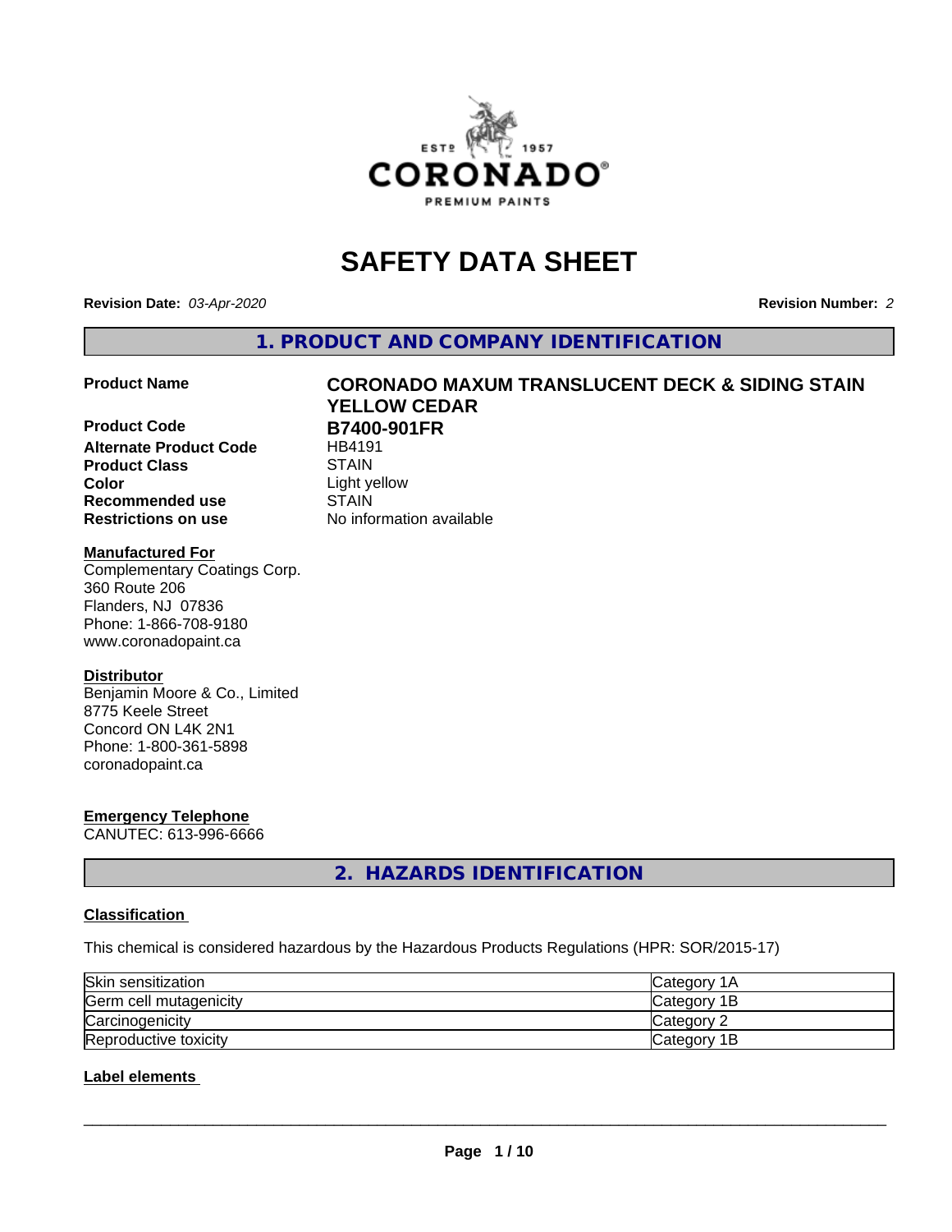# SAFETY DATA SHEET

**Revision Date:** *03-Apr-2020*

**Revision Number:** *2*

## 1. PRODUCT AND COMPANY IDENTIFICATION

| | |
|---|---|
| **Product Name** | **CORONADO MAXUM TRANSLUCENT DECK & SIDING STAIN YELLOW CEDAR** |
| **Product Code** | **B7400-901FR** |
| **Alternate Product Code** | HB4191 |
| **Product Class** | STAIN |
| **Color** | Light yellow |
| **Recommended use** | STAIN |
| **Restrictions on use** | No information available |

**Manufactured For**
Complementary Coatings Corp.
360 Route 206
Flanders, NJ 07836
Phone: 1-866-708-9180
www.coronadopaint.ca

**Distributor**
Benjamin Moore & Co., Limited
8775 Keele Street
Concord ON L4K 2N1
Phone: 1-800-361-5898
coronadopaint.ca

**Emergency Telephone**
CANUTEC: 613-996-6666

## 2. HAZARDS IDENTIFICATION

**Classification**

This chemical is considered hazardous by the Hazardous Products Regulations (HPR: SOR/2015-17)

| | |
|---|---|
| Skin sensitization | Category 1A |
| Germ cell mutagenicity | Category 1B |
| Carcinogenicity | Category 2 |
| Reproductive toxicity | Category 1B |

**Label elements**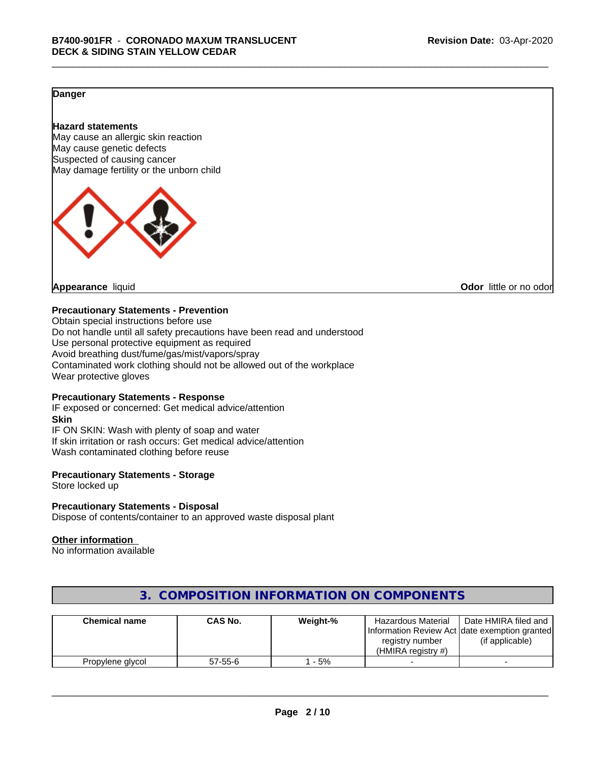**Danger**

**Hazard statements**
May cause an allergic skin reaction
May cause genetic defects
Suspected of causing cancer
May damage fertility or the unborn child

**Appearance** liquid

**Odor** little or no odor

**Precautionary Statements - Prevention**
Obtain special instructions before use
Do not handle until all safety precautions have been read and understood
Use personal protective equipment as required
Avoid breathing dust/fume/gas/mist/vapors/spray
Contaminated work clothing should not be allowed out of the workplace
Wear protective gloves

**Precautionary Statements - Response**
IF exposed or concerned: Get medical advice/attention
**Skin**
IF ON SKIN: Wash with plenty of soap and water
If skin irritation or rash occurs: Get medical advice/attention
Wash contaminated clothing before reuse

**Precautionary Statements - Storage**
Store locked up

**Precautionary Statements - Disposal**
Dispose of contents/container to an approved waste disposal plant

**Other information**
No information available

## 3. COMPOSITION INFORMATION ON COMPONENTS

| Chemical name | CAS No. | Weight-% | Hazardous Material Information Review Act registry number (HMIRA registry #) | Date HMIRA filed and date exemption granted (if applicable) |
|---|---|---|---|---|
| Propylene glycol | 57-55-6 | 1 - 5% | - | - |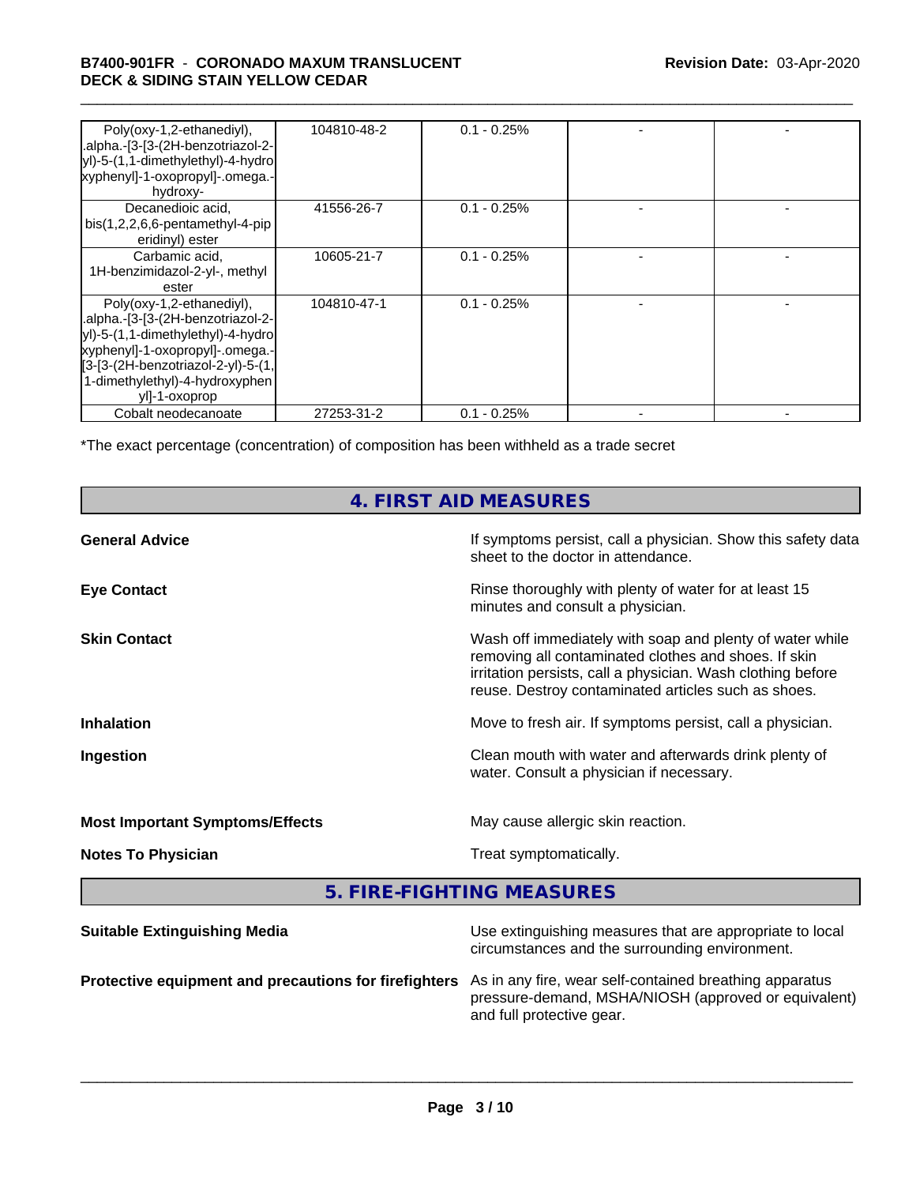| | | | | |
|---|---|---|---|---|
| Poly(oxy-1,2-ethanediyl), .alpha.-[3-[3-(2H-benzotriazol-2-yl)-5-(1,1-dimethylethyl)-4-hydroxyphenyl]-1-oxopropyl]-.omega.-hydroxy- | 104810-48-2 | 0.1 - 0.25% | - | - |
| Decanedioic acid, bis(1,2,2,6,6-pentamethyl-4-piperidinyl) ester | 41556-26-7 | 0.1 - 0.25% | - | - |
| Carbamic acid, 1H-benzimidazol-2-yl-, methyl ester | 10605-21-7 | 0.1 - 0.25% | - | - |
| Poly(oxy-1,2-ethanediyl), .alpha.-[3-[3-(2H-benzotriazol-2-yl)-5-(1,1-dimethylethyl)-4-hydroxyphenyl]-1-oxopropyl]-.omega.-[3-[3-(2H-benzotriazol-2-yl)-5-(1,1-dimethylethyl)-4-hydroxyphenyl]-1-oxoprop | 104810-47-1 | 0.1 - 0.25% | - | - |
| Cobalt neodecanoate | 27253-31-2 | 0.1 - 0.25% | - | - |

*The exact percentage (concentration) of composition has been withheld as a trade secret

## 4. FIRST AID MEASURES

**General Advice** If symptoms persist, call a physician. Show this safety data sheet to the doctor in attendance.

**Eye Contact** Rinse thoroughly with plenty of water for at least 15 minutes and consult a physician.

**Skin Contact** Wash off immediately with soap and plenty of water while removing all contaminated clothes and shoes. If skin irritation persists, call a physician. Wash clothing before reuse. Destroy contaminated articles such as shoes.

**Inhalation** Move to fresh air. If symptoms persist, call a physician.

**Ingestion** Clean mouth with water and afterwards drink plenty of water. Consult a physician if necessary.

**Most Important Symptoms/Effects** May cause allergic skin reaction.

**Notes To Physician** Treat symptomatically.

## 5. FIRE-FIGHTING MEASURES

**Suitable Extinguishing Media** Use extinguishing measures that are appropriate to local circumstances and the surrounding environment.

**Protective equipment and precautions for firefighters** As in any fire, wear self-contained breathing apparatus pressure-demand, MSHA/NIOSH (approved or equivalent) and full protective gear.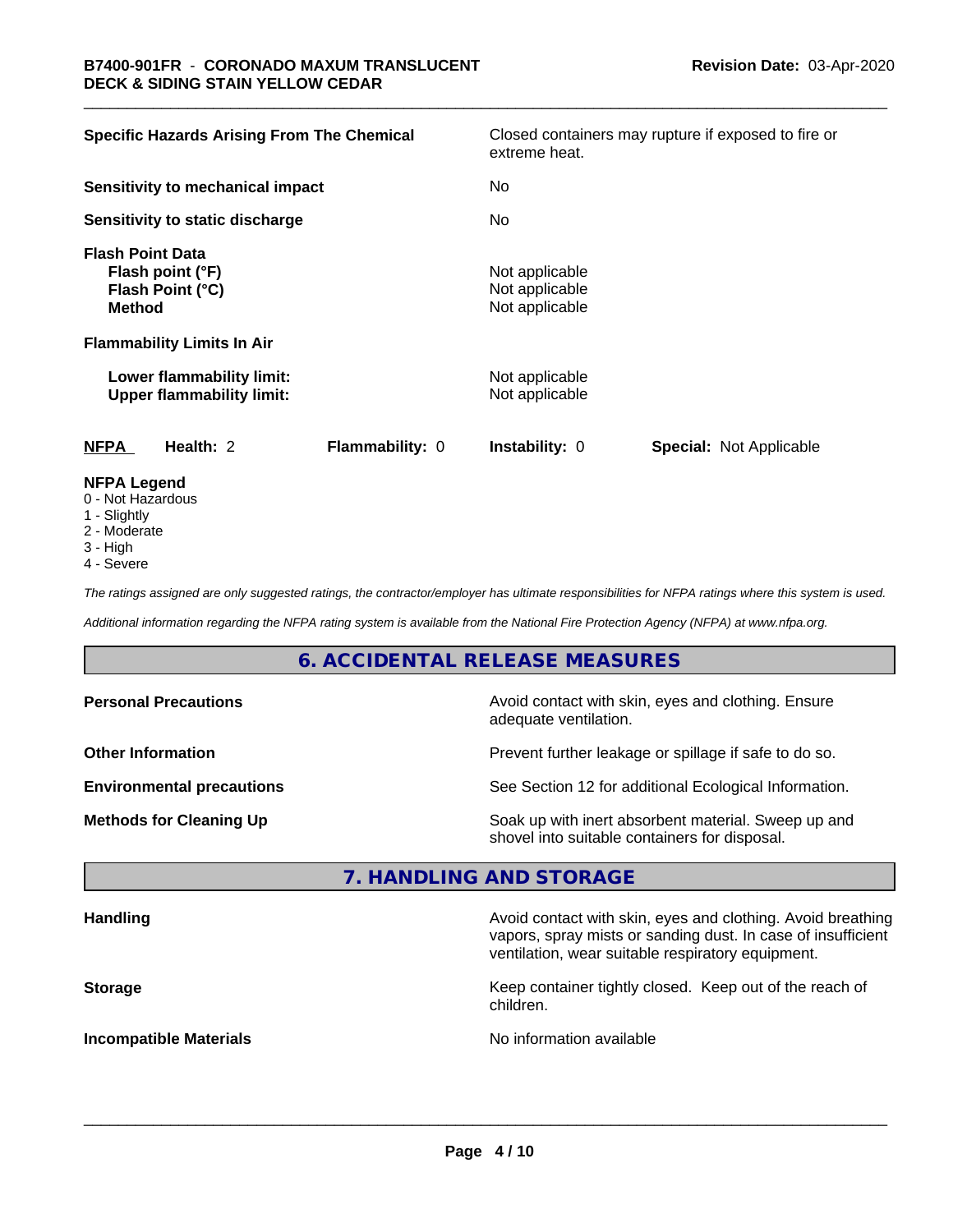| | |
|---|---|
| **Specific Hazards Arising From The Chemical** | Closed containers may rupture if exposed to fire or extreme heat. |
| **Sensitivity to mechanical impact** | No |
| **Sensitivity to static discharge** | No |

**Flash Point Data**

| | |
|---|---|
| **Flash point (°F)** | Not applicable |
| **Flash Point (°C)** | Not applicable |
| **Method** | Not applicable |

**Flammability Limits In Air**

| | |
|---|---|
| **Lower flammability limit:** | Not applicable |
| **Upper flammability limit:** | Not applicable |

| **NFPA** | **Health:** 2 | **Flammability:** 0 | **Instability:** 0 | **Special:** Not Applicable |
|---|---|---|---|---|

**NFPA Legend**
- 0 - Not Hazardous
- 1 - Slightly
- 2 - Moderate
- 3 - High
- 4 - Severe

*The ratings assigned are only suggested ratings, the contractor/employer has ultimate responsibilities for NFPA ratings where this system is used.*

*Additional information regarding the NFPA rating system is available from the National Fire Protection Agency (NFPA) at www.nfpa.org.*

## 6. ACCIDENTAL RELEASE MEASURES

| | |
|---|---|
| **Personal Precautions** | Avoid contact with skin, eyes and clothing. Ensure adequate ventilation. |
| **Other Information** | Prevent further leakage or spillage if safe to do so. |
| **Environmental precautions** | See Section 12 for additional Ecological Information. |
| **Methods for Cleaning Up** | Soak up with inert absorbent material. Sweep up and shovel into suitable containers for disposal. |

## 7. HANDLING AND STORAGE

| | |
|---|---|
| **Handling** | Avoid contact with skin, eyes and clothing. Avoid breathing vapors, spray mists or sanding dust. In case of insufficient ventilation, wear suitable respiratory equipment. |
| **Storage** | Keep container tightly closed. Keep out of the reach of children. |
| **Incompatible Materials** | No information available |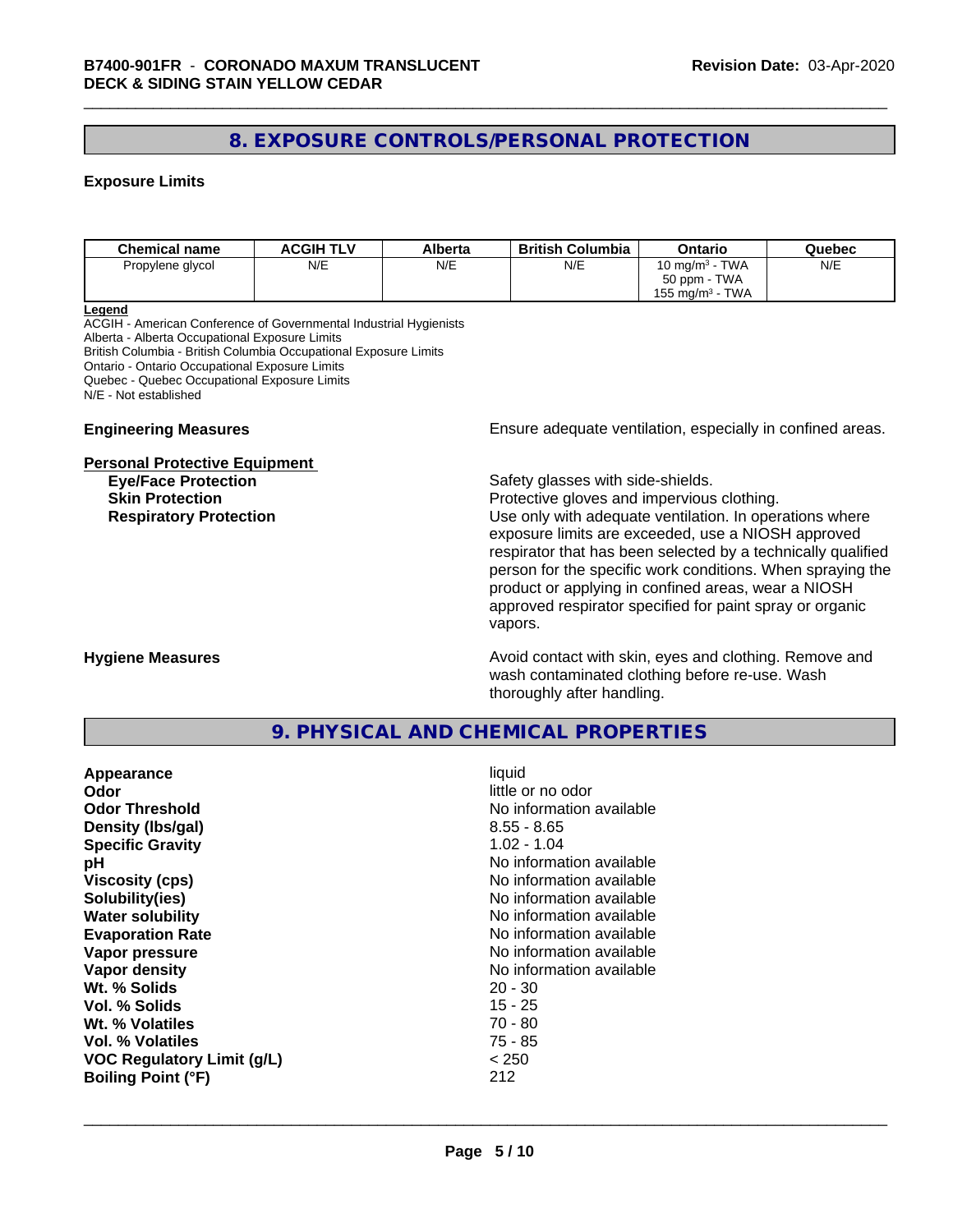## 8. EXPOSURE CONTROLS/PERSONAL PROTECTION

### Exposure Limits

| Chemical name | ACGIH TLV | Alberta | British Columbia | Ontario | Quebec |
|---|---|---|---|---|---|
| Propylene glycol | N/E | N/E | N/E | 10 mg/m³ - TWA<br>50 ppm - TWA<br>155 mg/m³ - TWA | N/E |

**Legend**
ACGIH - American Conference of Governmental Industrial Hygienists
Alberta - Alberta Occupational Exposure Limits
British Columbia - British Columbia Occupational Exposure Limits
Ontario - Ontario Occupational Exposure Limits
Quebec - Quebec Occupational Exposure Limits
N/E - Not established

**Engineering Measures** Ensure adequate ventilation, especially in confined areas.

**Personal Protective Equipment**

**Eye/Face Protection** Safety glasses with side-shields.

**Skin Protection** Protective gloves and impervious clothing.

**Respiratory Protection** Use only with adequate ventilation. In operations where exposure limits are exceeded, use a NIOSH approved respirator that has been selected by a technically qualified person for the specific work conditions. When spraying the product or applying in confined areas, wear a NIOSH approved respirator specified for paint spray or organic vapors.

**Hygiene Measures** Avoid contact with skin, eyes and clothing. Remove and wash contaminated clothing before re-use. Wash thoroughly after handling.

## 9. PHYSICAL AND CHEMICAL PROPERTIES

| | |
|---|---|
| **Appearance** | liquid |
| **Odor** | little or no odor |
| **Odor Threshold** | No information available |
| **Density (lbs/gal)** | 8.55 - 8.65 |
| **Specific Gravity** | 1.02 - 1.04 |
| **pH** | No information available |
| **Viscosity (cps)** | No information available |
| **Solubility(ies)** | No information available |
| **Water solubility** | No information available |
| **Evaporation Rate** | No information available |
| **Vapor pressure** | No information available |
| **Vapor density** | No information available |
| **Wt. % Solids** | 20 - 30 |
| **Vol. % Solids** | 15 - 25 |
| **Wt. % Volatiles** | 70 - 80 |
| **Vol. % Volatiles** | 75 - 85 |
| **VOC Regulatory Limit (g/L)** | < 250 |
| **Boiling Point (°F)** | 212 |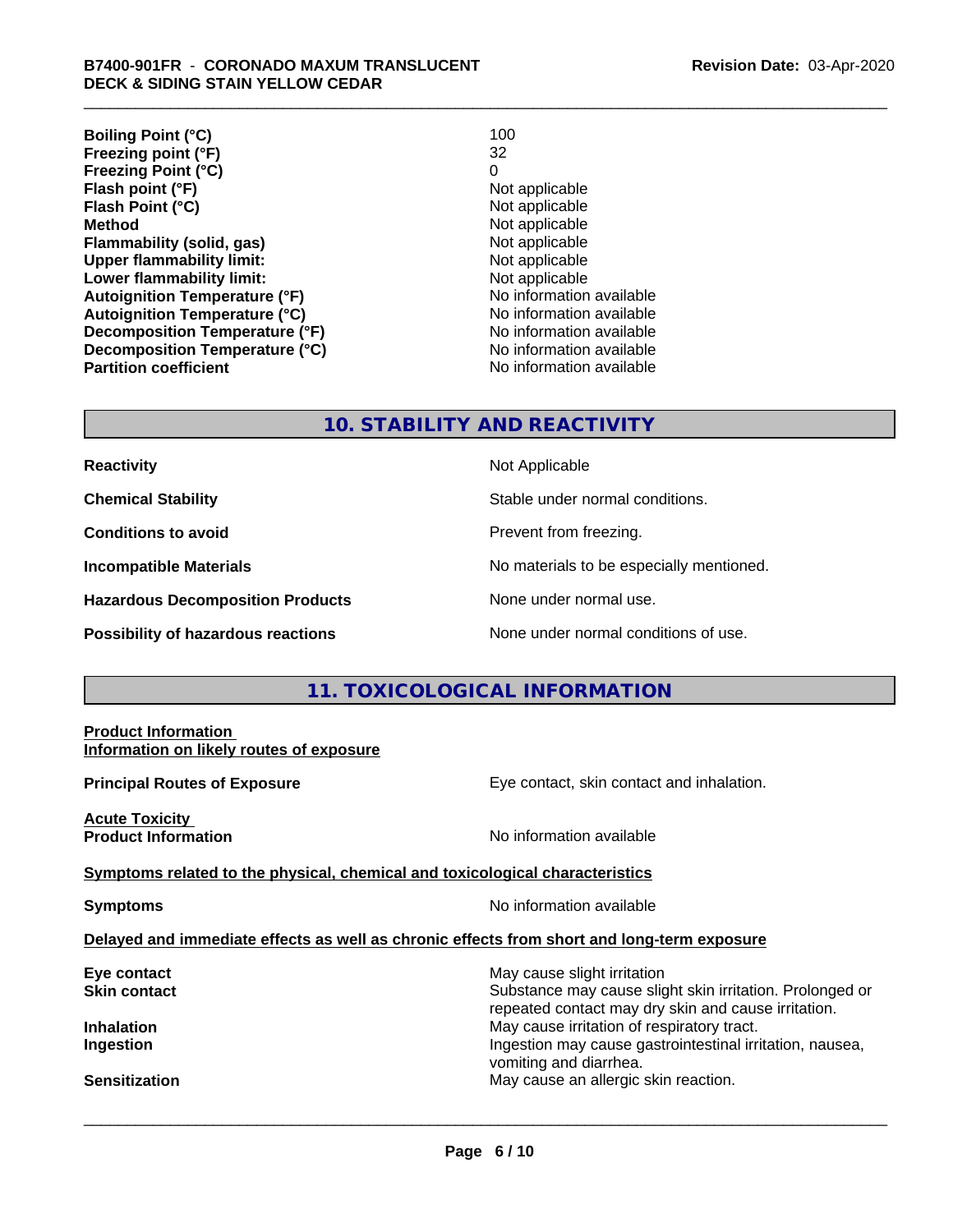| | |
|---|---|
| **Boiling Point (°C)** | 100 |
| **Freezing point (°F)** | 32 |
| **Freezing Point (°C)** | 0 |
| **Flash point (°F)** | Not applicable |
| **Flash Point (°C)** | Not applicable |
| **Method** | Not applicable |
| **Flammability (solid, gas)** | Not applicable |
| **Upper flammability limit:** | Not applicable |
| **Lower flammability limit:** | Not applicable |
| **Autoignition Temperature (°F)** | No information available |
| **Autoignition Temperature (°C)** | No information available |
| **Decomposition Temperature (°F)** | No information available |
| **Decomposition Temperature (°C)** | No information available |
| **Partition coefficient** | No information available |

## 10. STABILITY AND REACTIVITY

| | |
|---|---|
| **Reactivity** | Not Applicable |
| **Chemical Stability** | Stable under normal conditions. |
| **Conditions to avoid** | Prevent from freezing. |
| **Incompatible Materials** | No materials to be especially mentioned. |
| **Hazardous Decomposition Products** | None under normal use. |
| **Possibility of hazardous reactions** | None under normal conditions of use. |

## 11. TOXICOLOGICAL INFORMATION

**Product Information**
**Information on likely routes of exposure**

**Principal Routes of Exposure** — Eye contact, skin contact and inhalation.

**Acute Toxicity**
**Product Information** — No information available

**Symptoms related to the physical, chemical and toxicological characteristics**

**Symptoms** — No information available

**Delayed and immediate effects as well as chronic effects from short and long-term exposure**

| | |
|---|---|
| **Eye contact** | May cause slight irritation |
| **Skin contact** | Substance may cause slight skin irritation. Prolonged or repeated contact may dry skin and cause irritation. |
| **Inhalation** | May cause irritation of respiratory tract. |
| **Ingestion** | Ingestion may cause gastrointestinal irritation, nausea, vomiting and diarrhea. |
| **Sensitization** | May cause an allergic skin reaction. |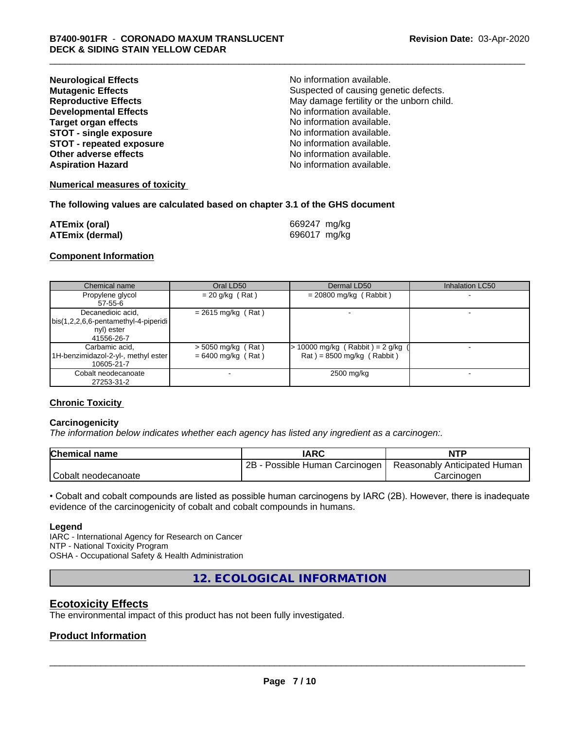| | |
|---|---|
| **Neurological Effects** | No information available. |
| **Mutagenic Effects** | Suspected of causing genetic defects. |
| **Reproductive Effects** | May damage fertility or the unborn child. |
| **Developmental Effects** | No information available. |
| **Target organ effects** | No information available. |
| **STOT - single exposure** | No information available. |
| **STOT - repeated exposure** | No information available. |
| **Other adverse effects** | No information available. |
| **Aspiration Hazard** | No information available. |

**Numerical measures of toxicity**

**The following values are calculated based on chapter 3.1 of the GHS document**

| | |
|---|---|
| **ATEmix (oral)** | 669247 mg/kg |
| **ATEmix (dermal)** | 696017 mg/kg |

**Component Information**

| Chemical name | Oral LD50 | Dermal LD50 | Inhalation LC50 |
|---|---|---|---|
| Propylene glycol<br>57-55-6 | = 20 g/kg ( Rat ) | = 20800 mg/kg ( Rabbit ) | - |
| Decanedioic acid, bis(1,2,2,6,6-pentamethyl-4-piperidinyl) ester<br>41556-26-7 | = 2615 mg/kg ( Rat ) | - | - |
| Carbamic acid, 1H-benzimidazol-2-yl-, methyl ester<br>10605-21-7 | > 5050 mg/kg ( Rat )<br>= 6400 mg/kg ( Rat ) | > 10000 mg/kg ( Rabbit ) = 2 g/kg ( Rat ) = 8500 mg/kg ( Rabbit ) | - |
| Cobalt neodecanoate<br>27253-31-2 | - | 2500 mg/kg | - |

**Chronic Toxicity**

**Carcinogenicity**

*The information below indicates whether each agency has listed any ingredient as a carcinogen:.*

| Chemical name | IARC | NTP |
|---|---|---|
| Cobalt neodecanoate | 2B - Possible Human Carcinogen | Reasonably Anticipated Human Carcinogen |

• Cobalt and cobalt compounds are listed as possible human carcinogens by IARC (2B). However, there is inadequate evidence of the carcinogenicity of cobalt and cobalt compounds in humans.

**Legend**

IARC - International Agency for Research on Cancer
NTP - National Toxicity Program
OSHA - Occupational Safety & Health Administration

## 12. ECOLOGICAL INFORMATION

## Ecotoxicity Effects

The environmental impact of this product has not been fully investigated.

## Product Information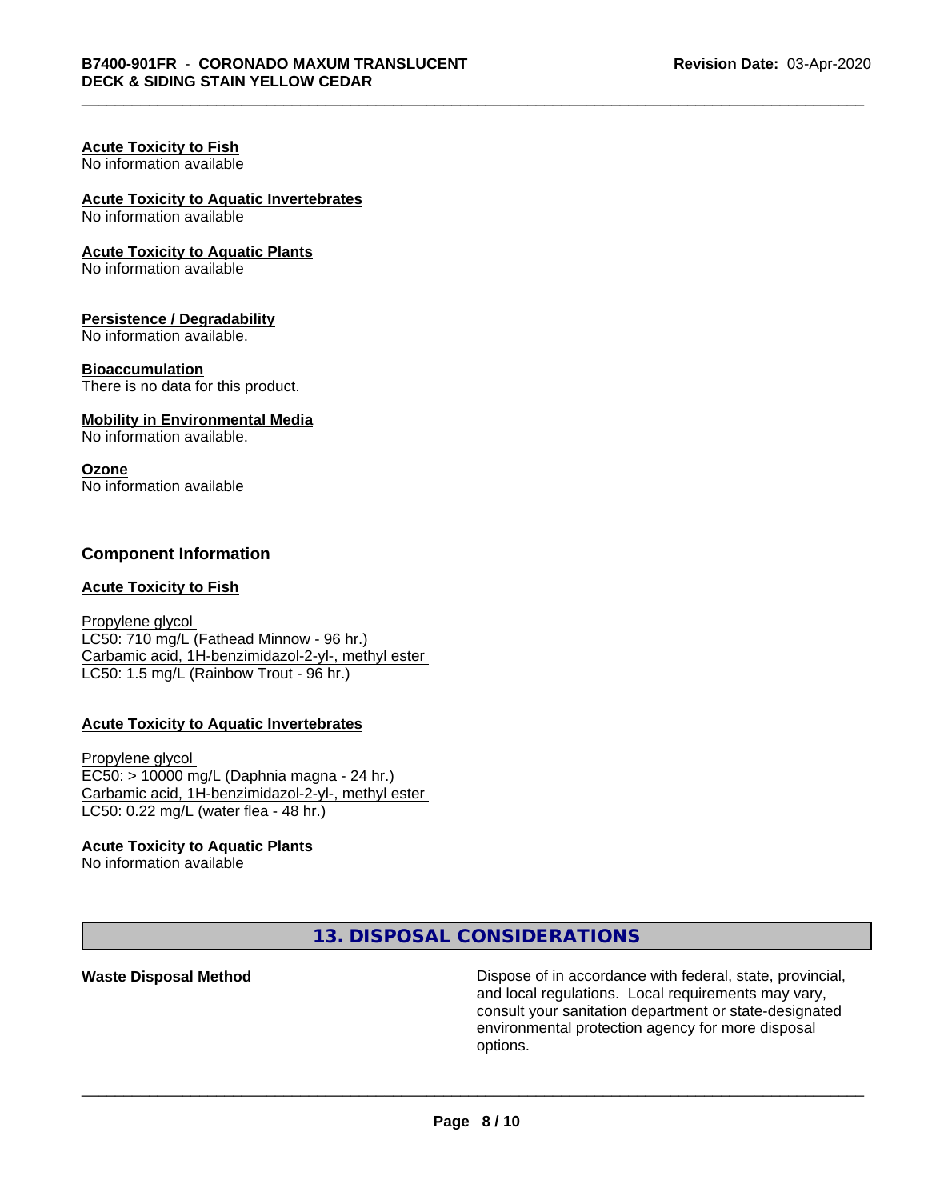**Acute Toxicity to Fish**
No information available

**Acute Toxicity to Aquatic Invertebrates**
No information available

**Acute Toxicity to Aquatic Plants**
No information available

**Persistence / Degradability**
No information available.

**Bioaccumulation**
There is no data for this product.

**Mobility in Environmental Media**
No information available.

**Ozone**
No information available

## Component Information

**Acute Toxicity to Fish**

Propylene glycol
LC50: 710 mg/L (Fathead Minnow - 96 hr.)
Carbamic acid, 1H-benzimidazol-2-yl-, methyl ester
LC50: 1.5 mg/L (Rainbow Trout - 96 hr.)

**Acute Toxicity to Aquatic Invertebrates**

Propylene glycol
EC50: > 10000 mg/L (Daphnia magna - 24 hr.)
Carbamic acid, 1H-benzimidazol-2-yl-, methyl ester
LC50: 0.22 mg/L (water flea - 48 hr.)

**Acute Toxicity to Aquatic Plants**
No information available

## 13. DISPOSAL CONSIDERATIONS

**Waste Disposal Method** Dispose of in accordance with federal, state, provincial, and local regulations. Local requirements may vary, consult your sanitation department or state-designated environmental protection agency for more disposal options.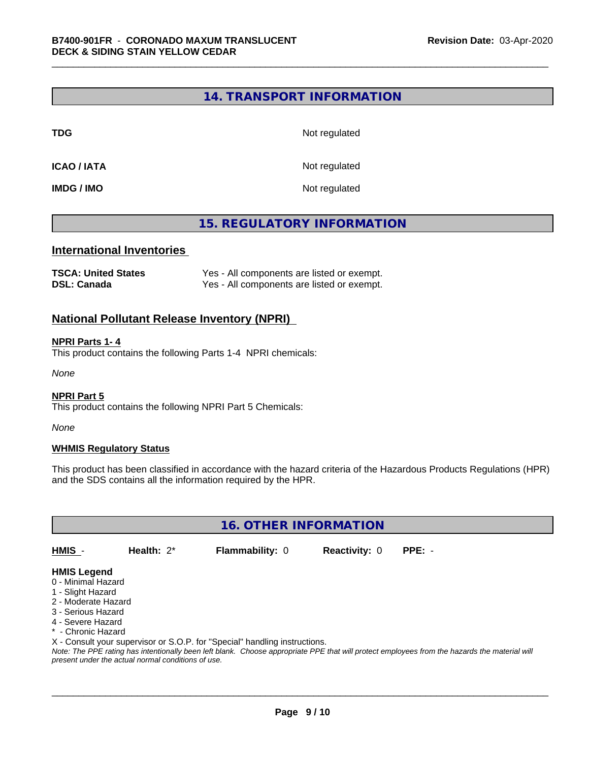## 14. TRANSPORT INFORMATION

| | |
|---|---|
| **TDG** | Not regulated |
| **ICAO / IATA** | Not regulated |
| **IMDG / IMO** | Not regulated |

## 15. REGULATORY INFORMATION

### International Inventories

| | |
|---|---|
| **TSCA: United States** | Yes - All components are listed or exempt. |
| **DSL: Canada** | Yes - All components are listed or exempt. |

### National Pollutant Release Inventory (NPRI)

**NPRI Parts 1- 4**
This product contains the following Parts 1-4 NPRI chemicals:

*None*

**NPRI Part 5**
This product contains the following NPRI Part 5 Chemicals:

*None*

**WHMIS Regulatory Status**

This product has been classified in accordance with the hazard criteria of the Hazardous Products Regulations (HPR) and the SDS contains all the information required by the HPR.

## 16. OTHER INFORMATION

| HMIS - | Health: 2* | Flammability: 0 | Reactivity: 0 | PPE: - |
|---|---|---|---|---|

**HMIS Legend**
0 - Minimal Hazard
1 - Slight Hazard
2 - Moderate Hazard
3 - Serious Hazard
4 - Severe Hazard
* - Chronic Hazard
X - Consult your supervisor or S.O.P. for "Special" handling instructions.

*Note: The PPE rating has intentionally been left blank. Choose appropriate PPE that will protect employees from the hazards the material will present under the actual normal conditions of use.*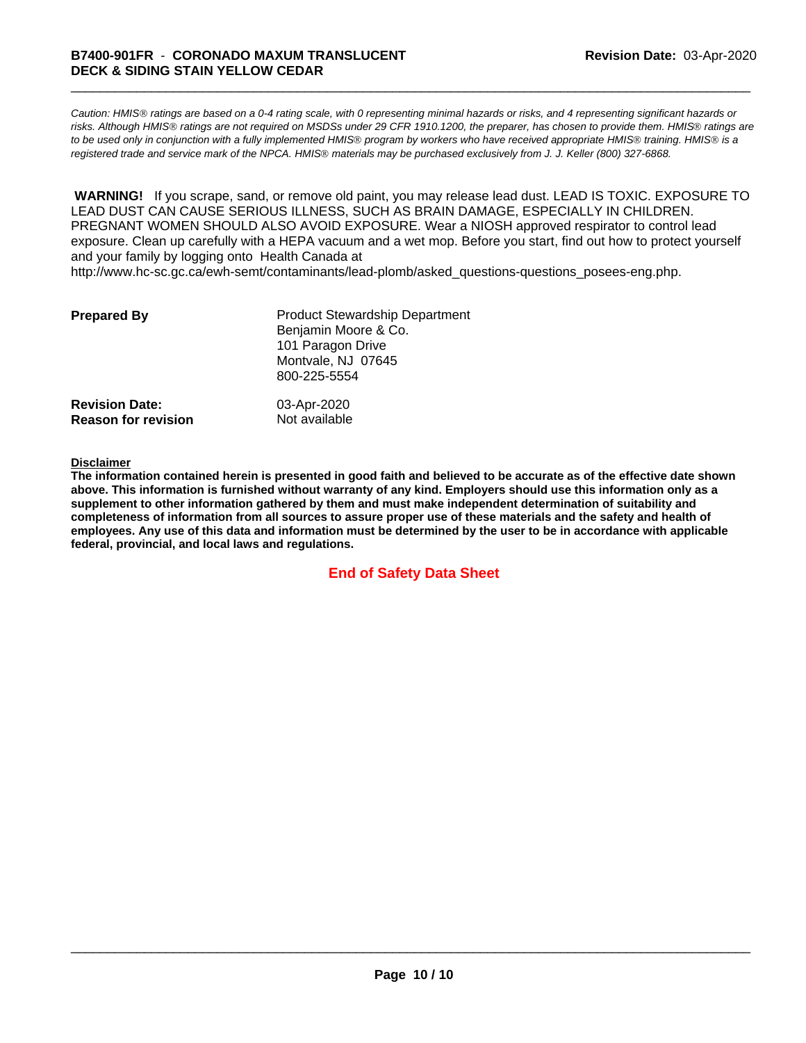*Caution: HMIS® ratings are based on a 0-4 rating scale, with 0 representing minimal hazards or risks, and 4 representing significant hazards or risks. Although HMIS® ratings are not required on MSDSs under 29 CFR 1910.1200, the preparer, has chosen to provide them. HMIS® ratings are to be used only in conjunction with a fully implemented HMIS® program by workers who have received appropriate HMIS® training. HMIS® is a registered trade and service mark of the NPCA. HMIS® materials may be purchased exclusively from J. J. Keller (800) 327-6868.*

**WARNING!** If you scrape, sand, or remove old paint, you may release lead dust. LEAD IS TOXIC. EXPOSURE TO LEAD DUST CAN CAUSE SERIOUS ILLNESS, SUCH AS BRAIN DAMAGE, ESPECIALLY IN CHILDREN. PREGNANT WOMEN SHOULD ALSO AVOID EXPOSURE. Wear a NIOSH approved respirator to control lead exposure. Clean up carefully with a HEPA vacuum and a wet mop. Before you start, find out how to protect yourself and your family by logging onto Health Canada at http://www.hc-sc.gc.ca/ewh-semt/contaminants/lead-plomb/asked_questions-questions_posees-eng.php.

| | |
|---|---|
| **Prepared By** | Product Stewardship Department<br>Benjamin Moore & Co.<br>101 Paragon Drive<br>Montvale, NJ 07645<br>800-225-5554 |
| **Revision Date:** | 03-Apr-2020 |
| **Reason for revision** | Not available |

**Disclaimer**

**The information contained herein is presented in good faith and believed to be accurate as of the effective date shown above. This information is furnished without warranty of any kind. Employers should use this information only as a supplement to other information gathered by them and must make independent determination of suitability and completeness of information from all sources to assure proper use of these materials and the safety and health of employees. Any use of this data and information must be determined by the user to be in accordance with applicable federal, provincial, and local laws and regulations.**

**End of Safety Data Sheet**